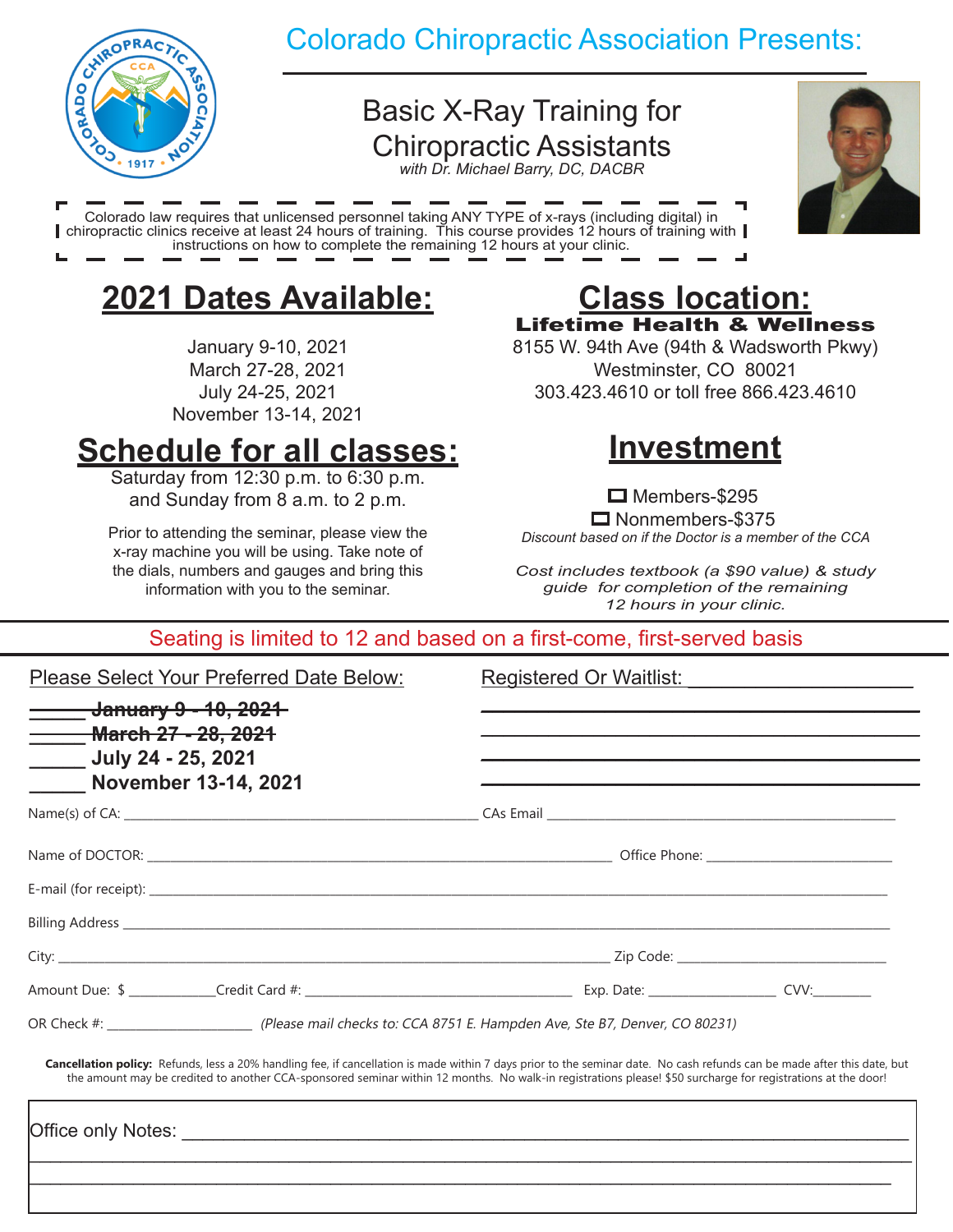# Colorado Chiropractic Association Presents:

## Basic X-Ray Training for Chiropractic Assistants

*with Dr. Michael Barry, DC, DACBR*

Colorado law requires that unlicensed personnel taking ANY TYPE of x-rays (including digital) in chiropractic clinics receive at least 24 hours of training. This course provides 12 hours of training with instructions on how to complete the remaining 12 hours at your clinic.

## 2021 Dates Available:

January 9-10, 2021
March 27-28, 2021
July 24-25, 2021
November 13-14, 2021

## Schedule for all classes:

Saturday from 12:30 p.m. to 6:30 p.m.
and Sunday from 8 a.m. to 2 p.m.

Prior to attending the seminar, please view the x-ray machine you will be using. Take note of the dials, numbers and gauges and bring this information with you to the seminar.

## Class location:

**Lifetime Health & Wellness**
8155 W. 94th Ave (94th & Wadsworth Pkwy)
Westminster, CO 80021
303.423.4610 or toll free 866.423.4610

## Investment

☐ Members-$295
☐ Nonmembers-$375

*Discount based on if the Doctor is a member of the CCA*

*Cost includes textbook (a $90 value) & study guide for completion of the remaining 12 hours in your clinic.*

Seating is limited to 12 and based on a first-come, first-served basis

Please Select Your Preferred Date Below:

_____ ~~**January 9 - 10, 2021**~~
_____ ~~**March 27 - 28, 2021**~~
_____ **July 24 - 25, 2021**
_____ **November 13-14, 2021**

Registered Or Waitlist: ____________________

Name(s) of CA: ______________________ CAs Email ______________________

Name of DOCTOR: ______________________ Office Phone: ______________________

E-mail (for receipt): ______________________

Billing Address ______________________

City: ______________________ Zip Code: ______________________

Amount Due: $ __________ Credit Card #: ______________________ Exp. Date: __________ CVV: ________

OR Check #: ______________ *(Please mail checks to: CCA 8751 E. Hampden Ave, Ste B7, Denver, CO 80231)*

**Cancellation policy:** Refunds, less a 20% handling fee, if cancellation is made within 7 days prior to the seminar date. No cash refunds can be made after this date, but the amount may be credited to another CCA-sponsored seminar within 12 months. No walk-in registrations please! $50 surcharge for registrations at the door!

Office only Notes: ______________________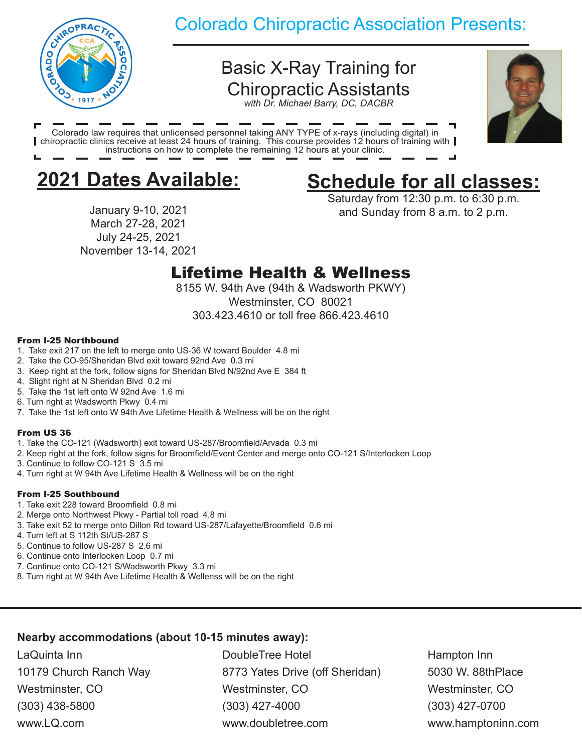# Colorado Chiropractic Association Presents:

## Basic X-Ray Training for Chiropractic Assistants

*with Dr. Michael Barry, DC, DACBR*

Colorado law requires that unlicensed personnel taking ANY TYPE of x-rays (including digital) in chiropractic clinics receive at least 24 hours of training. This course provides 12 hours of training with instructions on how to complete the remaining 12 hours at your clinic.

## 2021 Dates Available:

January 9-10, 2021
March 27-28, 2021
July 24-25, 2021
November 13-14, 2021

## Schedule for all classes:

Saturday from 12:30 p.m. to 6:30 p.m.
and Sunday from 8 a.m. to 2 p.m.

## Lifetime Health & Wellness

8155 W. 94th Ave (94th & Wadsworth PKWY)
Westminster, CO 80021
303.423.4610 or toll free 866.423.4610

**From I-25 Northbound**

1. Take exit 217 on the left to merge onto US-36 W toward Boulder 4.8 mi
2. Take the CO-95/Sheridan Blvd exit toward 92nd Ave 0.3 mi
3. Keep right at the fork, follow signs for Sheridan Blvd N/92nd Ave E 384 ft
4. Slight right at N Sheridan Blvd 0.2 mi
5. Take the 1st left onto W 92nd Ave 1.6 mi
6. Turn right at Wadsworth Pkwy 0.4 mi
7. Take the 1st left onto W 94th Ave Lifetime Health & Wellness will be on the right

**From US 36**

1. Take the CO-121 (Wadsworth) exit toward US-287/Broomfield/Arvada 0.3 mi
2. Keep right at the fork, follow signs for Broomfield/Event Center and merge onto CO-121 S/Interlocken Loop
3. Continue to follow CO-121 S 3.5 mi
4. Turn right at W 94th Ave Lifetime Health & Wellness will be on the right

**From I-25 Southbound**

1. Take exit 228 toward Broomfield 0.8 mi
2. Merge onto Northwest Pkwy - Partial toll road 4.8 mi
3. Take exit 52 to merge onto Dillon Rd toward US-287/Lafayette/Broomfield 0.6 mi
4. Turn left at S 112th St/US-287 S
5. Continue to follow US-287 S 2.6 mi
6. Continue onto Interlocken Loop 0.7 mi
7. Continue onto CO-121 S/Wadsworth Pkwy 3.3 mi
8. Turn right at W 94th Ave Lifetime Health & Wellenss will be on the right

**Nearby accommodations (about 10-15 minutes away):**

LaQuinta Inn
10179 Church Ranch Way
Westminster, CO
(303) 438-5800
www.LQ.com

DoubleTree Hotel
8773 Yates Drive (off Sheridan)
Westminster, CO
(303) 427-4000
www.doubletree.com

Hampton Inn
5030 W. 88thPlace
Westminster, CO
(303) 427-0700
www.hamptoninn.com